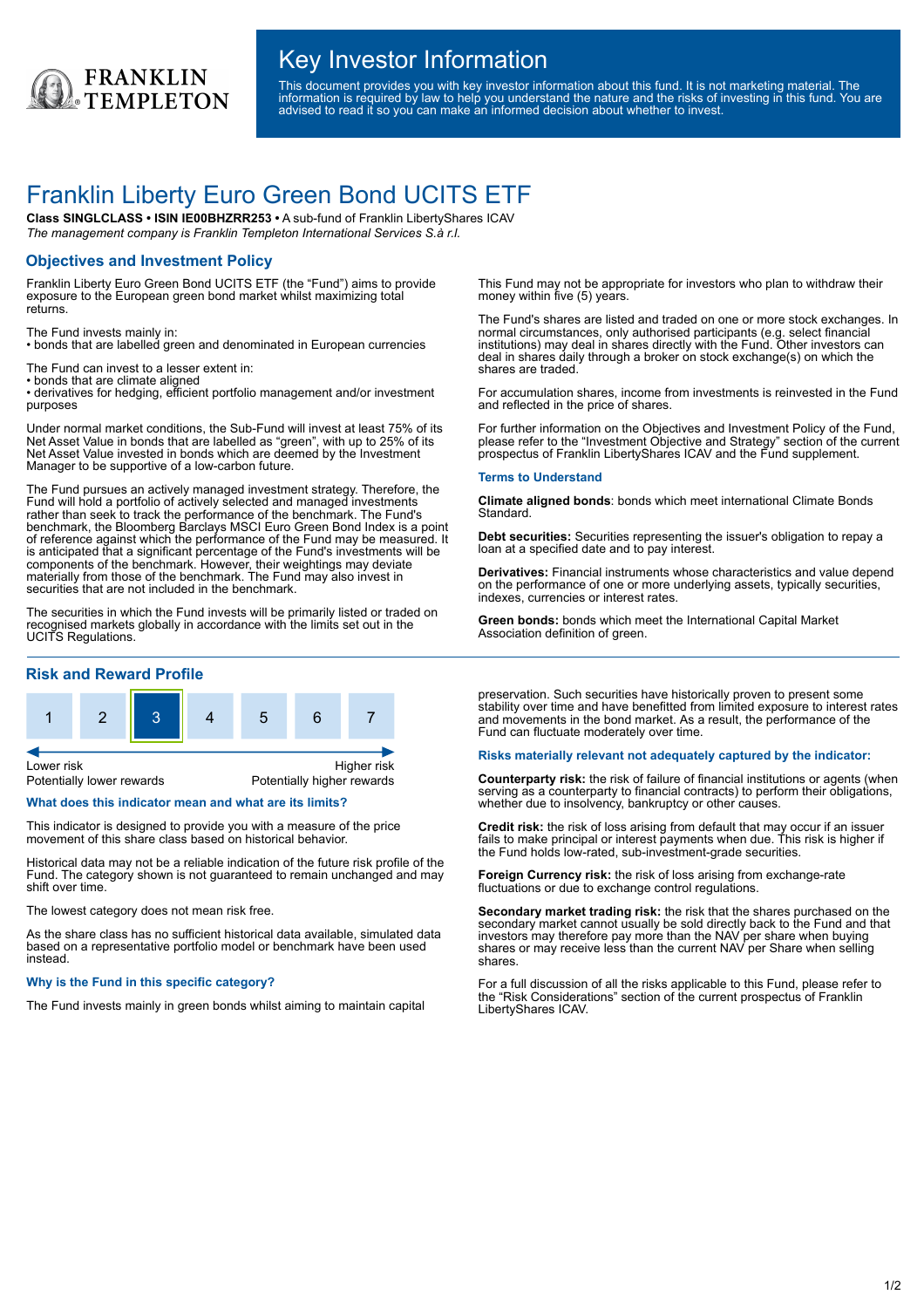FRANKLIN TEMPLETON

# Key Investor Information

This document provides you with key investor information about this fund. It is not marketing material. The information is required by law to help you understand the nature and the risks of investing in this fund. You are advised to read it so you can make an informed decision about whether to invest.

# Franklin Liberty Euro Green Bond UCITS ETF

**Class SINGLCLASS • ISIN IE00BHZRR253 •** A sub-fund of Franklin LibertyShares ICAV

*The management company is Franklin Templeton International Services S.à r.l.*

## Objectives and Investment Policy

Franklin Liberty Euro Green Bond UCITS ETF (the "Fund") aims to provide exposure to the European green bond market whilst maximizing total returns.

The Fund invests mainly in:
- bonds that are labelled green and denominated in European currencies

The Fund can invest to a lesser extent in:
- bonds that are climate aligned
- derivatives for hedging, efficient portfolio management and/or investment purposes

Under normal market conditions, the Sub-Fund will invest at least 75% of its Net Asset Value in bonds that are labelled as "green", with up to 25% of its Net Asset Value invested in bonds which are deemed by the Investment Manager to be supportive of a low-carbon future.

The Fund pursues an actively managed investment strategy. Therefore, the Fund will hold a portfolio of actively selected and managed investments rather than seek to track the performance of the benchmark. The Fund's benchmark, the Bloomberg Barclays MSCI Euro Green Bond Index is a point of reference against which the performance of the Fund may be measured. It is anticipated that a significant percentage of the Fund's investments will be components of the benchmark. However, their weightings may deviate materially from those of the benchmark. The Fund may also invest in securities that are not included in the benchmark.

The securities in which the Fund invests will be primarily listed or traded on recognised markets globally in accordance with the limits set out in the UCITS Regulations.

This Fund may not be appropriate for investors who plan to withdraw their money within five (5) years.

The Fund's shares are listed and traded on one or more stock exchanges. In normal circumstances, only authorised participants (e.g. select financial institutions) may deal in shares directly with the Fund. Other investors can deal in shares daily through a broker on stock exchange(s) on which the shares are traded.

For accumulation shares, income from investments is reinvested in the Fund and reflected in the price of shares.

For further information on the Objectives and Investment Policy of the Fund, please refer to the "Investment Objective and Strategy" section of the current prospectus of Franklin LibertyShares ICAV and the Fund supplement.

### Terms to Understand

**Climate aligned bonds**: bonds which meet international Climate Bonds Standard.

**Debt securities:** Securities representing the issuer's obligation to repay a loan at a specified date and to pay interest.

**Derivatives:** Financial instruments whose characteristics and value depend on the performance of one or more underlying assets, typically securities, indexes, currencies or interest rates.

**Green bonds:** bonds which meet the International Capital Market Association definition of green.

## Risk and Reward Profile

| 1 | 2 | **3** | 4 | 5 | 6 | 7 |
|---|---|---|---|---|---|---|

Lower risk — Potentially lower rewards | Higher risk — Potentially higher rewards

### What does this indicator mean and what are its limits?

This indicator is designed to provide you with a measure of the price movement of this share class based on historical behavior.

Historical data may not be a reliable indication of the future risk profile of the Fund. The category shown is not guaranteed to remain unchanged and may shift over time.

The lowest category does not mean risk free.

As the share class has no sufficient historical data available, simulated data based on a representative portfolio model or benchmark have been used instead.

### Why is the Fund in this specific category?

The Fund invests mainly in green bonds whilst aiming to maintain capital preservation. Such securities have historically proven to present some stability over time and have benefitted from limited exposure to interest rates and movements in the bond market. As a result, the performance of the Fund can fluctuate moderately over time.

### Risks materially relevant not adequately captured by the indicator:

**Counterparty risk:** the risk of failure of financial institutions or agents (when serving as a counterparty to financial contracts) to perform their obligations, whether due to insolvency, bankruptcy or other causes.

**Credit risk:** the risk of loss arising from default that may occur if an issuer fails to make principal or interest payments when due. This risk is higher if the Fund holds low-rated, sub-investment-grade securities.

**Foreign Currency risk:** the risk of loss arising from exchange-rate fluctuations or due to exchange control regulations.

**Secondary market trading risk:** the risk that the shares purchased on the secondary market cannot usually be sold directly back to the Fund and that investors may therefore pay more than the NAV per share when buying shares or may receive less than the current NAV per Share when selling shares.

For a full discussion of all the risks applicable to this Fund, please refer to the "Risk Considerations" section of the current prospectus of Franklin LibertyShares ICAV.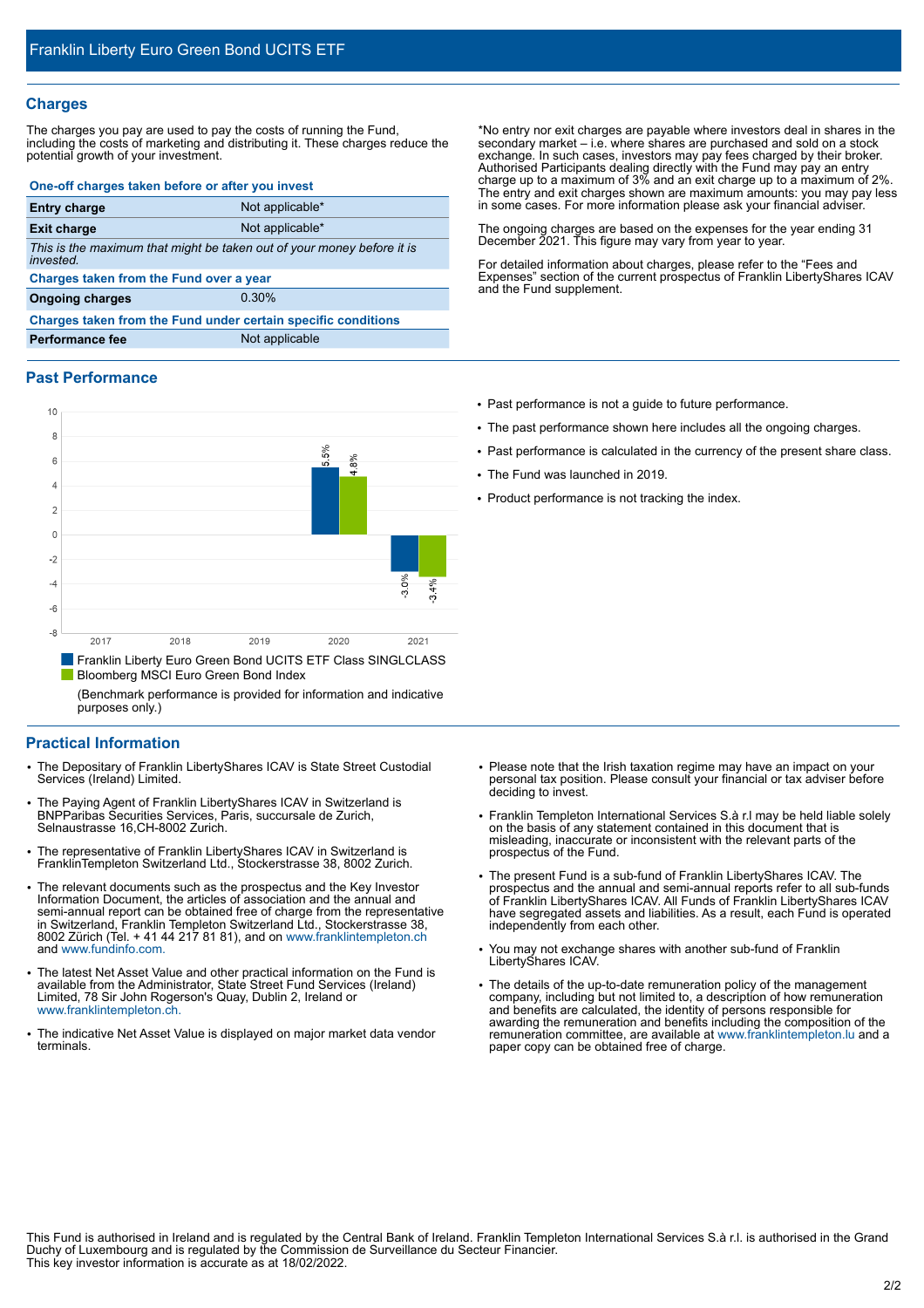Franklin Liberty Euro Green Bond UCITS ETF

## Charges

The charges you pay are used to pay the costs of running the Fund, including the costs of marketing and distributing it. These charges reduce the potential growth of your investment.

| | |
|---|---|
| **One-off charges taken before or after you invest** | |
| **Entry charge** | Not applicable* |
| **Exit charge** | Not applicable* |
| *This is the maximum that might be taken out of your money before it is invested.* | |
| **Charges taken from the Fund over a year** | |
| **Ongoing charges** | 0.30% |
| **Charges taken from the Fund under certain specific conditions** | |
| **Performance fee** | Not applicable |

*No entry nor exit charges are payable where investors deal in shares in the secondary market – i.e. where shares are purchased and sold on a stock exchange. In such cases, investors may pay fees charged by their broker. Authorised Participants dealing directly with the Fund may pay an entry charge up to a maximum of 3% and an exit charge up to a maximum of 2%. The entry and exit charges shown are maximum amounts: you may pay less in some cases. For more information please ask your financial adviser.

The ongoing charges are based on the expenses for the year ending 31 December 2021. This figure may vary from year to year.

For detailed information about charges, please refer to the "Fees and Expenses" section of the current prospectus of Franklin LibertyShares ICAV and the Fund supplement.

## Past Performance

10
8
6
4
2
0
-2
-4
-6
-8

2017 2018 2019 2020 2021

5.5% 4.8%
-3.0% -3.4%

Franklin Liberty Euro Green Bond UCITS ETF Class SINGLCLASS
Bloomberg MSCI Euro Green Bond Index

(Benchmark performance is provided for information and indicative purposes only.)

- Past performance is not a guide to future performance.
- The past performance shown here includes all the ongoing charges.
- Past performance is calculated in the currency of the present share class.
- The Fund was launched in 2019.
- Product performance is not tracking the index.

## Practical Information

- The Depositary of Franklin LibertyShares ICAV is State Street Custodial Services (Ireland) Limited.
- The Paying Agent of Franklin LibertyShares ICAV in Switzerland is BNPParibas Securities Services, Paris, succursale de Zurich, Selnaustrasse 16,CH-8002 Zurich.
- The representative of Franklin LibertyShares ICAV in Switzerland is FranklinTempleton Switzerland Ltd., Stockerstrasse 38, 8002 Zurich.
- The relevant documents such as the prospectus and the Key Investor Information Document, the articles of association and the annual and semi-annual report can be obtained free of charge from the representative in Switzerland, Franklin Templeton Switzerland Ltd., Stockerstrasse 38, 8002 Zürich (Tel. + 41 44 217 81 81), and on www.franklintempleton.ch and www.fundinfo.com.
- The latest Net Asset Value and other practical information on the Fund is available from the Administrator, State Street Fund Services (Ireland) Limited, 78 Sir John Rogerson's Quay, Dublin 2, Ireland or www.franklintempleton.ch.
- The indicative Net Asset Value is displayed on major market data vendor terminals.
- Please note that the Irish taxation regime may have an impact on your personal tax position. Please consult your financial or tax adviser before deciding to invest.
- Franklin Templeton International Services S.à r.l may be held liable solely on the basis of any statement contained in this document that is misleading, inaccurate or inconsistent with the relevant parts of the prospectus of the Fund.
- The present Fund is a sub-fund of Franklin LibertyShares ICAV. The prospectus and the annual and semi-annual reports refer to all sub-funds of Franklin LibertyShares ICAV. All Funds of Franklin LibertyShares ICAV have segregated assets and liabilities. As a result, each Fund is operated independently from each other.
- You may not exchange shares with another sub-fund of Franklin LibertyShares ICAV.
- The details of the up-to-date remuneration policy of the management company, including but not limited to, a description of how remuneration and benefits are calculated, the identity of persons responsible for awarding the remuneration and benefits including the composition of the remuneration committee, are available at www.franklintempleton.lu and a paper copy can be obtained free of charge.

This Fund is authorised in Ireland and is regulated by the Central Bank of Ireland. Franklin Templeton International Services S.à r.l. is authorised in the Grand Duchy of Luxembourg and is regulated by the Commission de Surveillance du Secteur Financier.
This key investor information is accurate as at 18/02/2022.